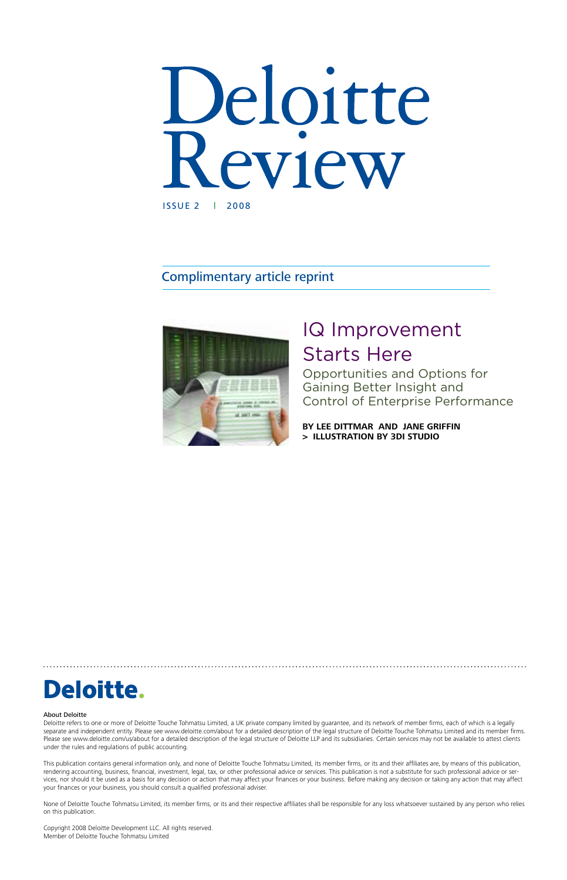# Deloitte Review

ISSUE 2 | 2008

Complimentary article reprint

## IQ Improvement Starts Here

### Opportunities and Options for Gaining Better Insight and Control of Enterprise Performance

**BY LEE DITTMAR AND JANE GRIFFIN**
**> ILLUSTRATION BY 3DI STUDIO**

**Deloitte.**

About Deloitte
Deloitte refers to one or more of Deloitte Touche Tohmatsu Limited, a UK private company limited by guarantee, and its network of member firms, each of which is a legally separate and independent entity. Please see www.deloitte.com/about for a detailed description of the legal structure of Deloitte Touche Tohmatsu Limited and its member firms. Please see www.deloitte.com/us/about for a detailed description of the legal structure of Deloitte LLP and its subsidiaries. Certain services may not be available to attest clients under the rules and regulations of public accounting.

This publication contains general information only, and none of Deloitte Touche Tohmatsu Limited, its member firms, or its and their affiliates are, by means of this publication, rendering accounting, business, financial, investment, legal, tax, or other professional advice or services. This publication is not a substitute for such professional advice or services, nor should it be used as a basis for any decision or action that may affect your finances or your business. Before making any decision or taking any action that may affect your finances or your business, you should consult a qualified professional adviser.

None of Deloitte Touche Tohmatsu Limited, its member firms, or its and their respective affiliates shall be responsible for any loss whatsoever sustained by any person who relies on this publication.

Copyright 2008 Deloitte Development LLC. All rights reserved.
Member of Deloitte Touche Tohmatsu Limited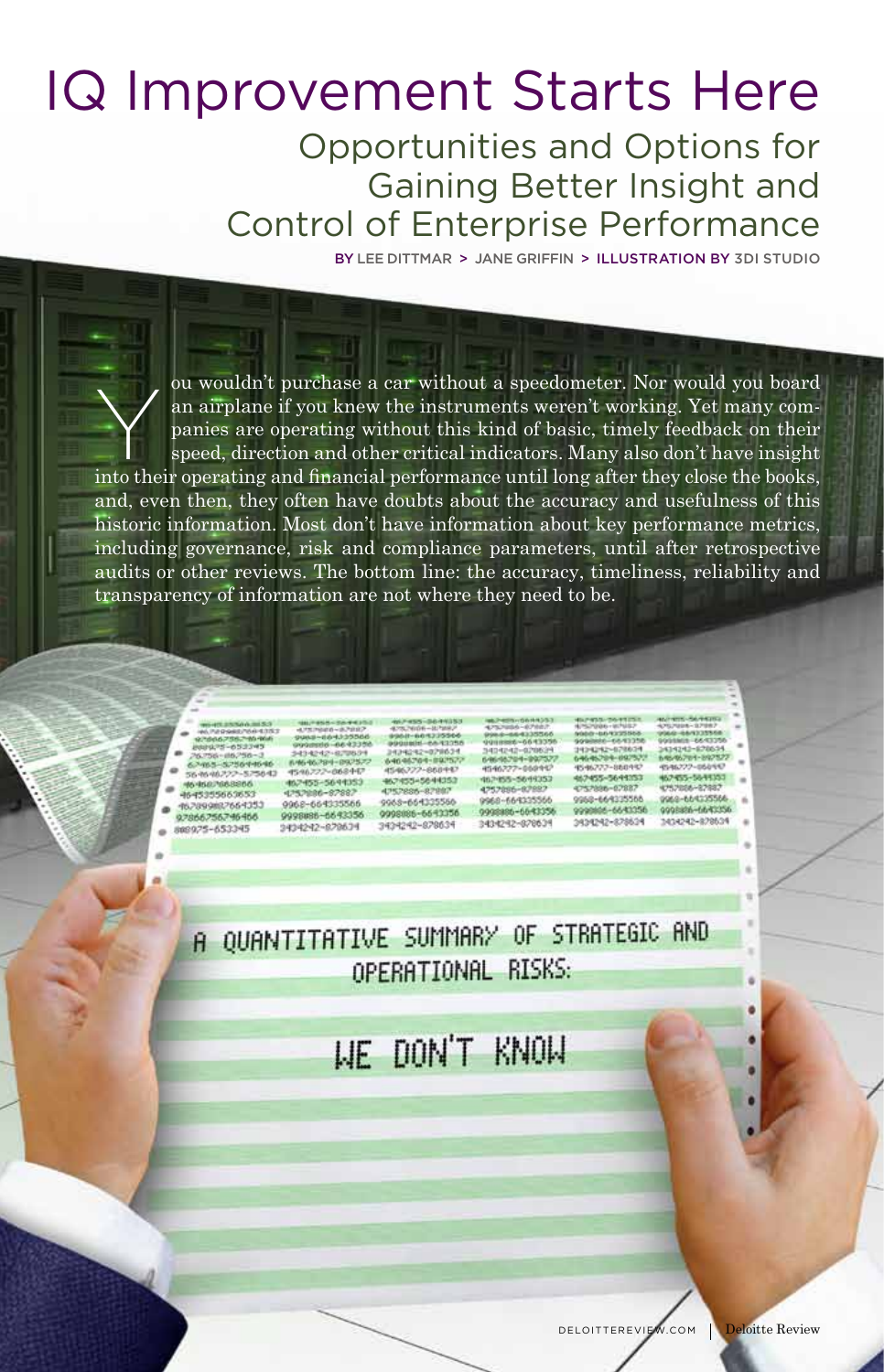# IQ Improvement Starts Here

## Opportunities and Options for Gaining Better Insight and Control of Enterprise Performance

BY LEE DITTMAR > JANE GRIFFIN > ILLUSTRATION BY 3DI STUDIO

You wouldn't purchase a car without a speedometer. Nor would you board an airplane if you knew the instruments weren't working. Yet many companies are operating without this kind of basic, timely feedback on their speed, direction and other critical indicators. Many also don't have insight into their operating and financial performance until long after they close the books, and, even then, they often have doubts about the accuracy and usefulness of this historic information. Most don't have information about key performance metrics, including governance, risk and compliance parameters, until after retrospective audits or other reviews. The bottom line: the accuracy, timeliness, reliability and transparency of information are not where they need to be.

A QUANTITATIVE SUMMARY OF STRATEGIC AND OPERATIONAL RISKS:

WE DON'T KNOW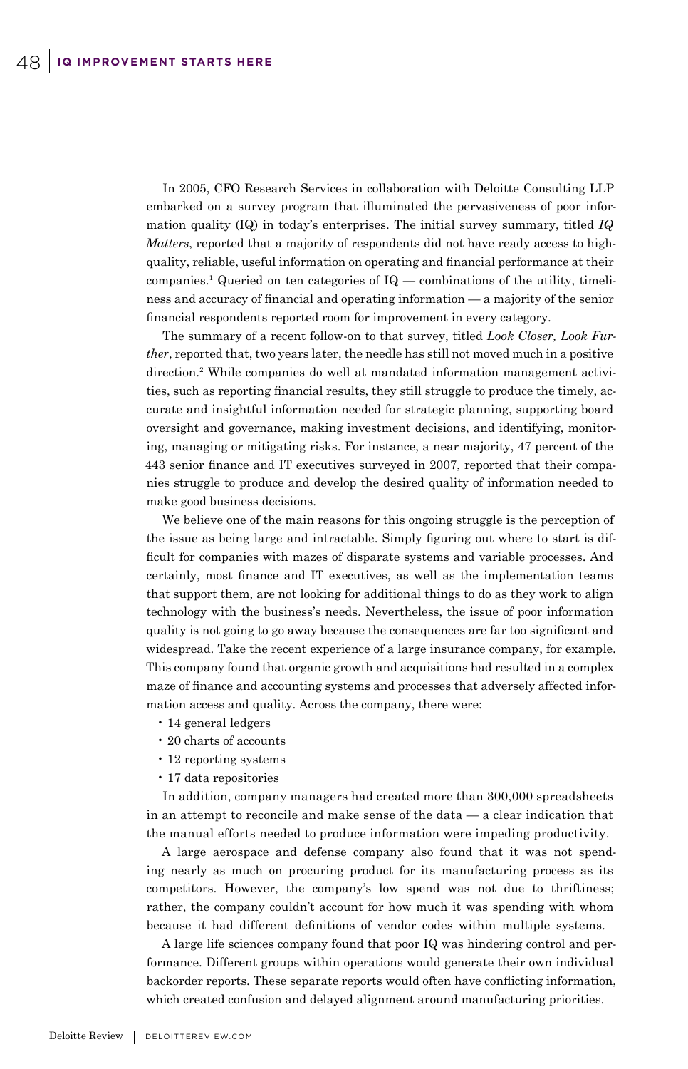In 2005, CFO Research Services in collaboration with Deloitte Consulting LLP embarked on a survey program that illuminated the pervasiveness of poor information quality (IQ) in today's enterprises. The initial survey summary, titled *IQ Matters*, reported that a majority of respondents did not have ready access to high-quality, reliable, useful information on operating and financial performance at their companies.[1] Queried on ten categories of IQ — combinations of the utility, timeliness and accuracy of financial and operating information — a majority of the senior financial respondents reported room for improvement in every category.

The summary of a recent follow-on to that survey, titled *Look Closer, Look Further*, reported that, two years later, the needle has still not moved much in a positive direction.[2] While companies do well at mandated information management activities, such as reporting financial results, they still struggle to produce the timely, accurate and insightful information needed for strategic planning, supporting board oversight and governance, making investment decisions, and identifying, monitoring, managing or mitigating risks. For instance, a near majority, 47 percent of the 443 senior finance and IT executives surveyed in 2007, reported that their companies struggle to produce and develop the desired quality of information needed to make good business decisions.

We believe one of the main reasons for this ongoing struggle is the perception of the issue as being large and intractable. Simply figuring out where to start is difficult for companies with mazes of disparate systems and variable processes. And certainly, most finance and IT executives, as well as the implementation teams that support them, are not looking for additional things to do as they work to align technology with the business's needs. Nevertheless, the issue of poor information quality is not going to go away because the consequences are far too significant and widespread. Take the recent experience of a large insurance company, for example. This company found that organic growth and acquisitions had resulted in a complex maze of finance and accounting systems and processes that adversely affected information access and quality. Across the company, there were:

- 14 general ledgers
- 20 charts of accounts
- 12 reporting systems
- 17 data repositories

In addition, company managers had created more than 300,000 spreadsheets in an attempt to reconcile and make sense of the data — a clear indication that the manual efforts needed to produce information were impeding productivity.

A large aerospace and defense company also found that it was not spending nearly as much on procuring product for its manufacturing process as its competitors. However, the company's low spend was not due to thriftiness; rather, the company couldn't account for how much it was spending with whom because it had different definitions of vendor codes within multiple systems.

A large life sciences company found that poor IQ was hindering control and performance. Different groups within operations would generate their own individual backorder reports. These separate reports would often have conflicting information, which created confusion and delayed alignment around manufacturing priorities.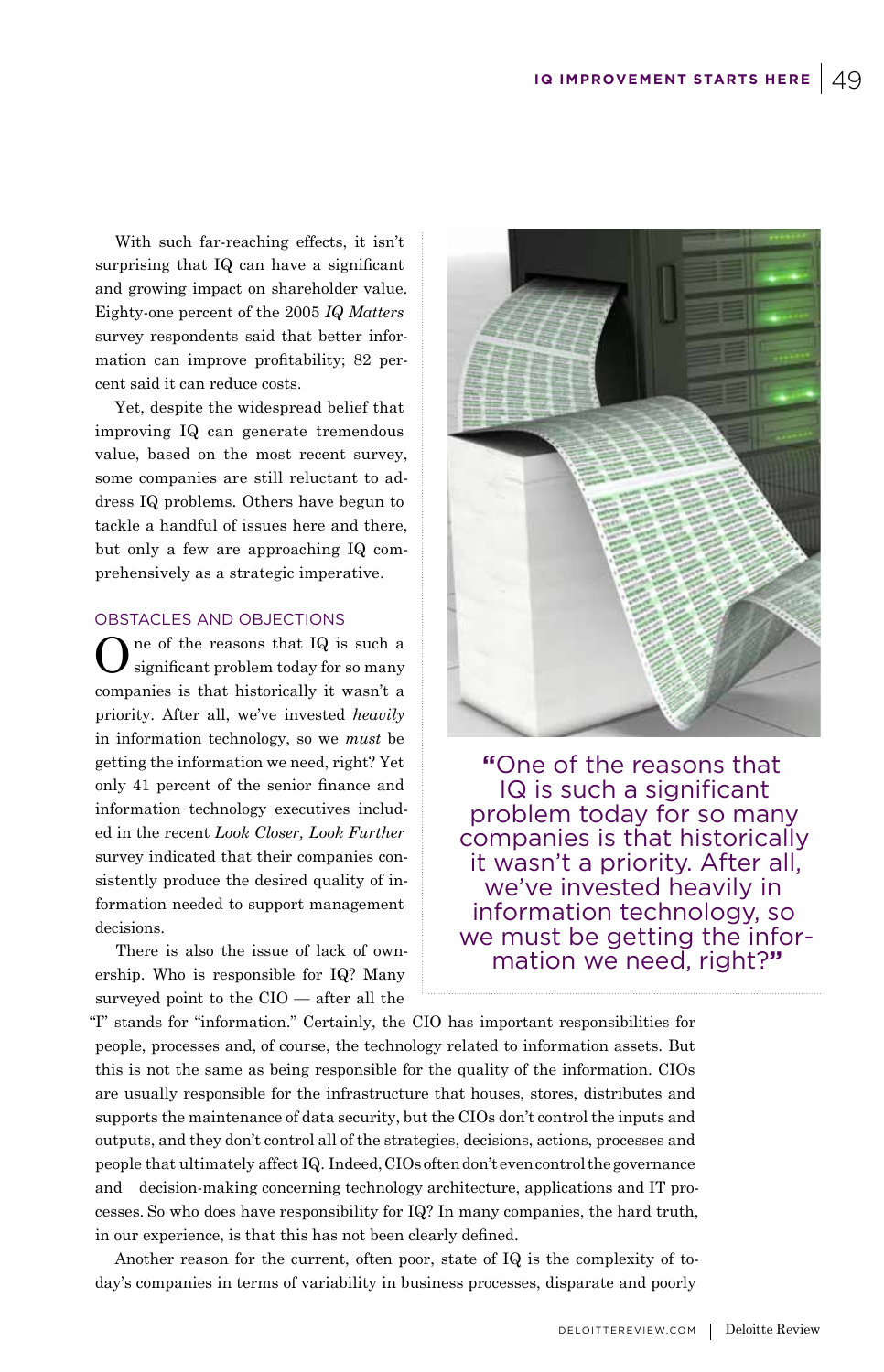With such far-reaching effects, it isn't surprising that IQ can have a significant and growing impact on shareholder value. Eighty-one percent of the 2005 *IQ Matters* survey respondents said that better information can improve profitability; 82 percent said it can reduce costs.

Yet, despite the widespread belief that improving IQ can generate tremendous value, based on the most recent survey, some companies are still reluctant to address IQ problems. Others have begun to tackle a handful of issues here and there, but only a few are approaching IQ comprehensively as a strategic imperative.

## OBSTACLES AND OBJECTIONS

One of the reasons that IQ is such a significant problem today for so many companies is that historically it wasn't a priority. After all, we've invested *heavily* in information technology, so we *must* be getting the information we need, right? Yet only 41 percent of the senior finance and information technology executives included in the recent *Look Closer, Look Further* survey indicated that their companies consistently produce the desired quality of information needed to support management decisions.

> "One of the reasons that IQ is such a significant problem today for so many companies is that historically it wasn't a priority. After all, we've invested heavily in information technology, so we must be getting the information we need, right?"

There is also the issue of lack of ownership. Who is responsible for IQ? Many surveyed point to the CIO — after all the "I" stands for "information." Certainly, the CIO has important responsibilities for people, processes and, of course, the technology related to information assets. But this is not the same as being responsible for the quality of the information. CIOs are usually responsible for the infrastructure that houses, stores, distributes and supports the maintenance of data security, but the CIOs don't control the inputs and outputs, and they don't control all of the strategies, decisions, actions, processes and people that ultimately affect IQ. Indeed, CIOs often don't even control the governance and decision-making concerning technology architecture, applications and IT processes. So who does have responsibility for IQ? In many companies, the hard truth, in our experience, is that this has not been clearly defined.

Another reason for the current, often poor, state of IQ is the complexity of today's companies in terms of variability in business processes, disparate and poorly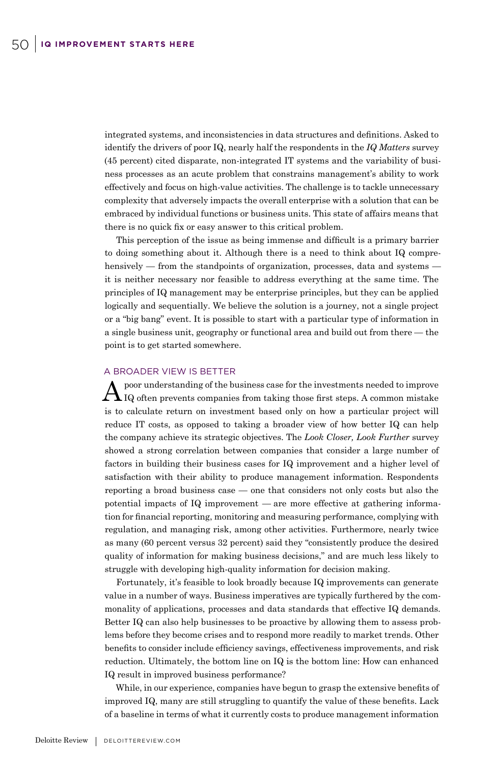integrated systems, and inconsistencies in data structures and definitions. Asked to identify the drivers of poor IQ, nearly half the respondents in the *IQ Matters* survey (45 percent) cited disparate, non-integrated IT systems and the variability of business processes as an acute problem that constrains management's ability to work effectively and focus on high-value activities. The challenge is to tackle unnecessary complexity that adversely impacts the overall enterprise with a solution that can be embraced by individual functions or business units. This state of affairs means that there is no quick fix or easy answer to this critical problem.

This perception of the issue as being immense and difficult is a primary barrier to doing something about it. Although there is a need to think about IQ comprehensively — from the standpoints of organization, processes, data and systems — it is neither necessary nor feasible to address everything at the same time. The principles of IQ management may be enterprise principles, but they can be applied logically and sequentially. We believe the solution is a journey, not a single project or a "big bang" event. It is possible to start with a particular type of information in a single business unit, geography or functional area and build out from there — the point is to get started somewhere.

## A BROADER VIEW IS BETTER

A poor understanding of the business case for the investments needed to improve IQ often prevents companies from taking those first steps. A common mistake is to calculate return on investment based only on how a particular project will reduce IT costs, as opposed to taking a broader view of how better IQ can help the company achieve its strategic objectives. The *Look Closer, Look Further* survey showed a strong correlation between companies that consider a large number of factors in building their business cases for IQ improvement and a higher level of satisfaction with their ability to produce management information. Respondents reporting a broad business case — one that considers not only costs but also the potential impacts of IQ improvement — are more effective at gathering information for financial reporting, monitoring and measuring performance, complying with regulation, and managing risk, among other activities. Furthermore, nearly twice as many (60 percent versus 32 percent) said they "consistently produce the desired quality of information for making business decisions," and are much less likely to struggle with developing high-quality information for decision making.

Fortunately, it's feasible to look broadly because IQ improvements can generate value in a number of ways. Business imperatives are typically furthered by the commonality of applications, processes and data standards that effective IQ demands. Better IQ can also help businesses to be proactive by allowing them to assess problems before they become crises and to respond more readily to market trends. Other benefits to consider include efficiency savings, effectiveness improvements, and risk reduction. Ultimately, the bottom line on IQ is the bottom line: How can enhanced IQ result in improved business performance?

While, in our experience, companies have begun to grasp the extensive benefits of improved IQ, many are still struggling to quantify the value of these benefits. Lack of a baseline in terms of what it currently costs to produce management information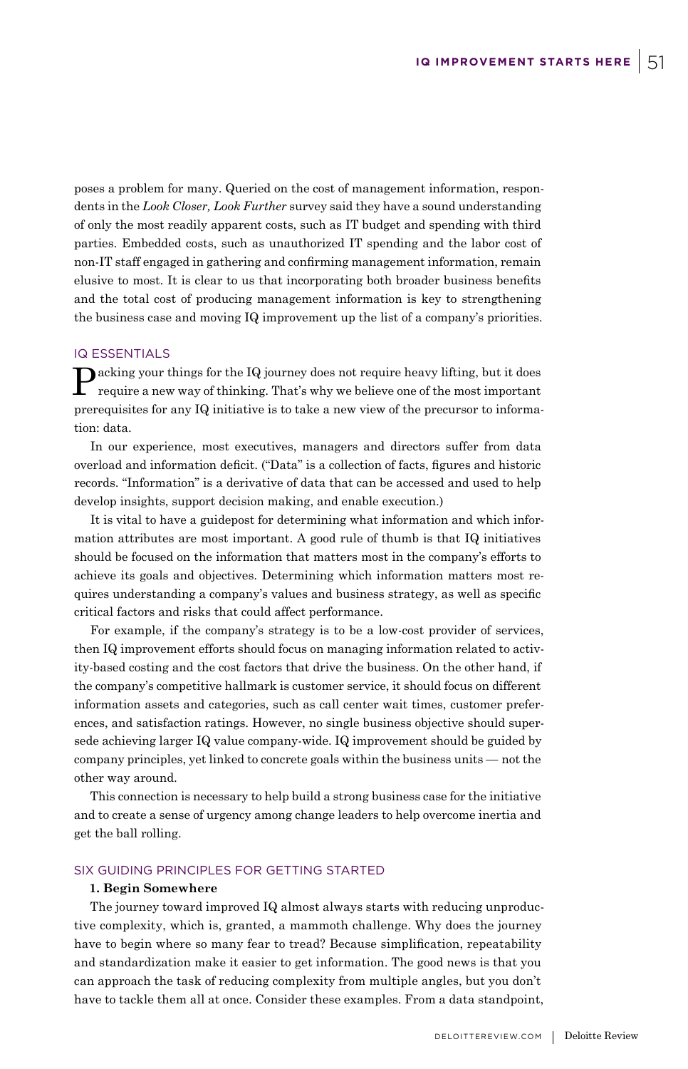poses a problem for many. Queried on the cost of management information, respondents in the *Look Closer, Look Further* survey said they have a sound understanding of only the most readily apparent costs, such as IT budget and spending with third parties. Embedded costs, such as unauthorized IT spending and the labor cost of non-IT staff engaged in gathering and confirming management information, remain elusive to most. It is clear to us that incorporating both broader business benefits and the total cost of producing management information is key to strengthening the business case and moving IQ improvement up the list of a company's priorities.

## IQ ESSENTIALS

Packing your things for the IQ journey does not require heavy lifting, but it does require a new way of thinking. That's why we believe one of the most important prerequisites for any IQ initiative is to take a new view of the precursor to information: data.

In our experience, most executives, managers and directors suffer from data overload and information deficit. ("Data" is a collection of facts, figures and historic records. "Information" is a derivative of data that can be accessed and used to help develop insights, support decision making, and enable execution.)

It is vital to have a guidepost for determining what information and which information attributes are most important. A good rule of thumb is that IQ initiatives should be focused on the information that matters most in the company's efforts to achieve its goals and objectives. Determining which information matters most requires understanding a company's values and business strategy, as well as specific critical factors and risks that could affect performance.

For example, if the company's strategy is to be a low-cost provider of services, then IQ improvement efforts should focus on managing information related to activity-based costing and the cost factors that drive the business. On the other hand, if the company's competitive hallmark is customer service, it should focus on different information assets and categories, such as call center wait times, customer preferences, and satisfaction ratings. However, no single business objective should supersede achieving larger IQ value company-wide. IQ improvement should be guided by company principles, yet linked to concrete goals within the business units — not the other way around.

This connection is necessary to help build a strong business case for the initiative and to create a sense of urgency among change leaders to help overcome inertia and get the ball rolling.

## SIX GUIDING PRINCIPLES FOR GETTING STARTED

### 1. Begin Somewhere

The journey toward improved IQ almost always starts with reducing unproductive complexity, which is, granted, a mammoth challenge. Why does the journey have to begin where so many fear to tread? Because simplification, repeatability and standardization make it easier to get information. The good news is that you can approach the task of reducing complexity from multiple angles, but you don't have to tackle them all at once. Consider these examples. From a data standpoint,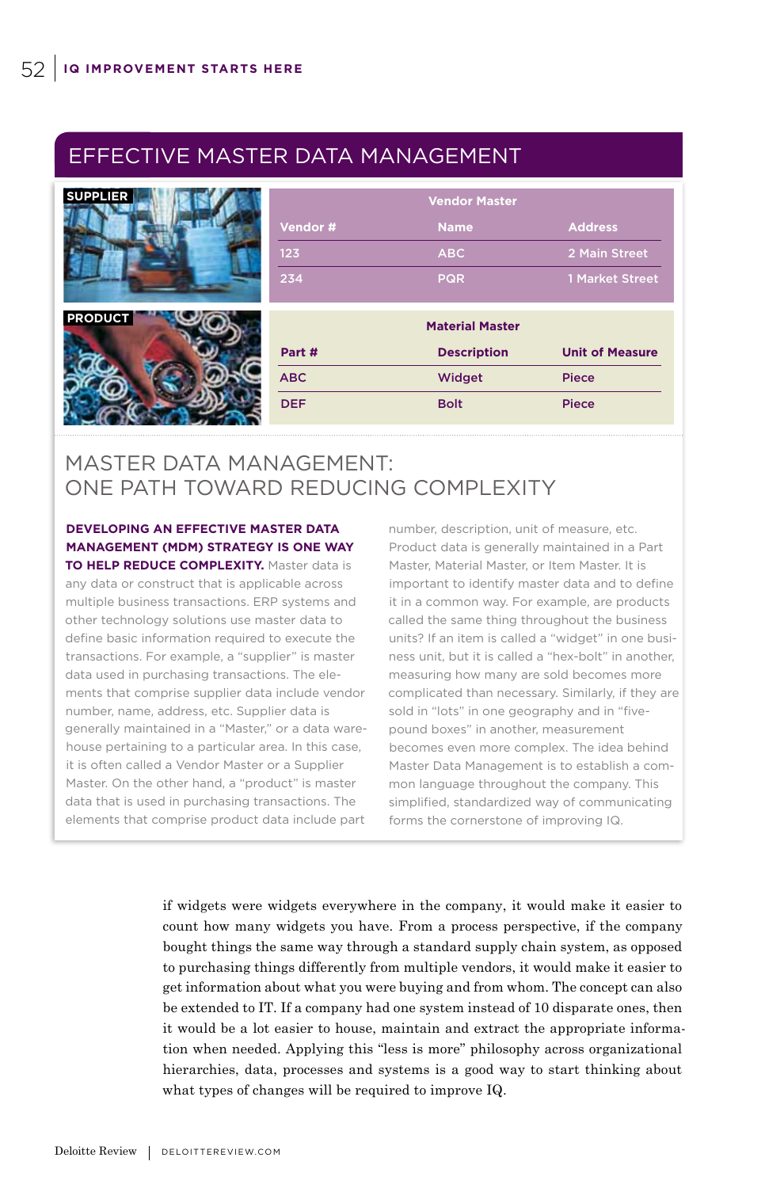## EFFECTIVE MASTER DATA MANAGEMENT

SUPPLIER

| Vendor Master | | |
|---|---|---|
| Vendor # | Name | Address |
| 123 | ABC | 2 Main Street |
| 234 | PQR | 1 Market Street |

PRODUCT

| Material Master | | |
|---|---|---|
| Part # | Description | Unit of Measure |
| ABC | Widget | Piece |
| DEF | Bolt | Piece |

## MASTER DATA MANAGEMENT: ONE PATH TOWARD REDUCING COMPLEXITY

**DEVELOPING AN EFFECTIVE MASTER DATA MANAGEMENT (MDM) STRATEGY IS ONE WAY TO HELP REDUCE COMPLEXITY.** Master data is any data or construct that is applicable across multiple business transactions. ERP systems and other technology solutions use master data to define basic information required to execute the transactions. For example, a "supplier" is master data used in purchasing transactions. The elements that comprise supplier data include vendor number, name, address, etc. Supplier data is generally maintained in a "Master," or a data warehouse pertaining to a particular area. In this case, it is often called a Vendor Master or a Supplier Master. On the other hand, a "product" is master data that is used in purchasing transactions. The elements that comprise product data include part number, description, unit of measure, etc. Product data is generally maintained in a Part Master, Material Master, or Item Master. It is important to identify master data and to define it in a common way. For example, are products called the same thing throughout the business units? If an item is called a "widget" in one business unit, but it is called a "hex-bolt" in another, measuring how many are sold becomes more complicated than necessary. Similarly, if they are sold in "lots" in one geography and in "five-pound boxes" in another, measurement becomes even more complex. The idea behind Master Data Management is to establish a common language throughout the company. This simplified, standardized way of communicating forms the cornerstone of improving IQ.

if widgets were widgets everywhere in the company, it would make it easier to count how many widgets you have. From a process perspective, if the company bought things the same way through a standard supply chain system, as opposed to purchasing things differently from multiple vendors, it would make it easier to get information about what you were buying and from whom. The concept can also be extended to IT. If a company had one system instead of 10 disparate ones, then it would be a lot easier to house, maintain and extract the appropriate information when needed. Applying this "less is more" philosophy across organizational hierarchies, data, processes and systems is a good way to start thinking about what types of changes will be required to improve IQ.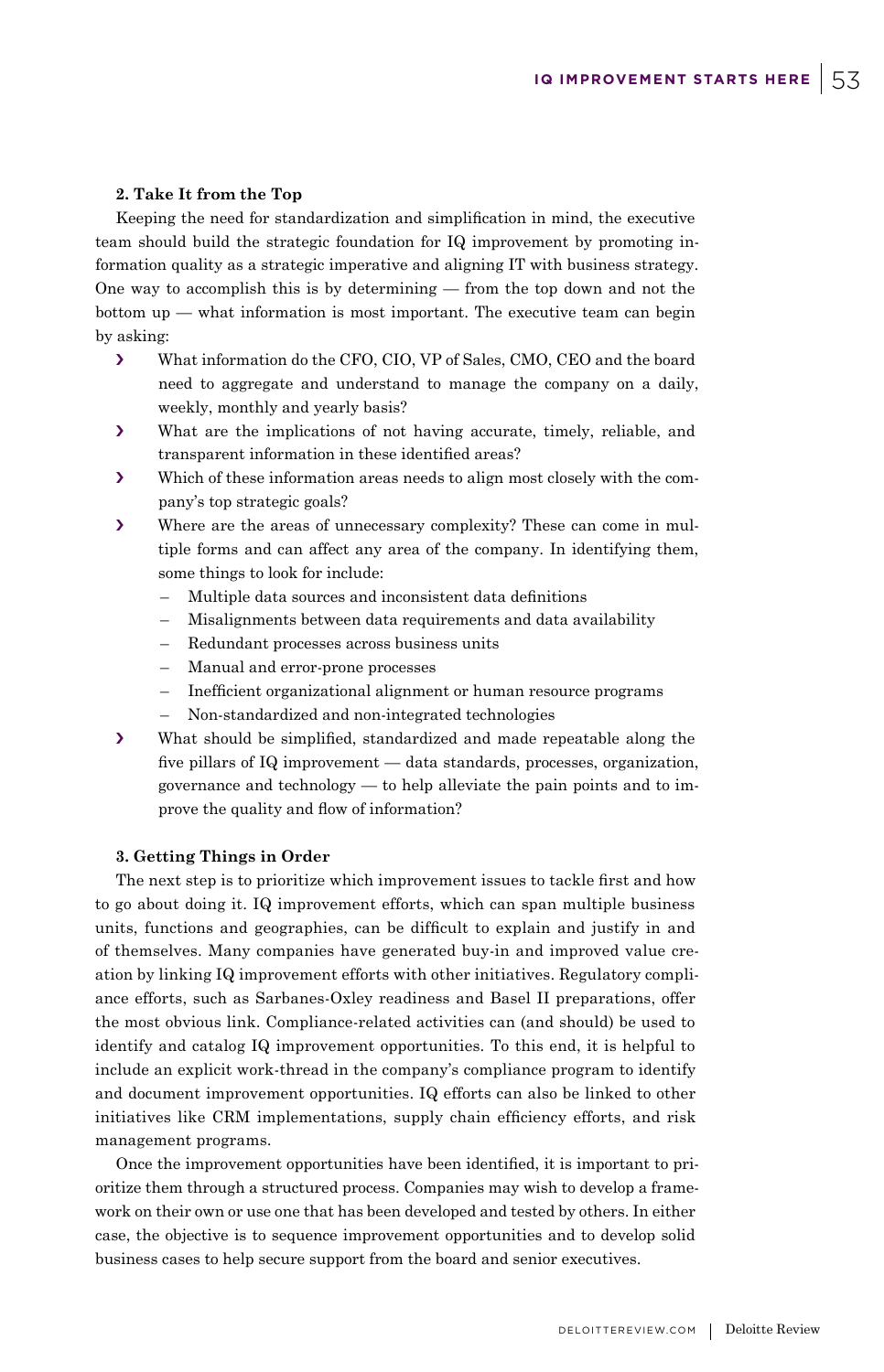### 2. Take It from the Top

Keeping the need for standardization and simplification in mind, the executive team should build the strategic foundation for IQ improvement by promoting information quality as a strategic imperative and aligning IT with business strategy. One way to accomplish this is by determining — from the top down and not the bottom up — what information is most important. The executive team can begin by asking:

- What information do the CFO, CIO, VP of Sales, CMO, CEO and the board need to aggregate and understand to manage the company on a daily, weekly, monthly and yearly basis?
- What are the implications of not having accurate, timely, reliable, and transparent information in these identified areas?
- Which of these information areas needs to align most closely with the company's top strategic goals?
- Where are the areas of unnecessary complexity? These can come in multiple forms and can affect any area of the company. In identifying them, some things to look for include:
  - Multiple data sources and inconsistent data definitions
  - Misalignments between data requirements and data availability
  - Redundant processes across business units
  - Manual and error-prone processes
  - Inefficient organizational alignment or human resource programs
  - Non-standardized and non-integrated technologies
- What should be simplified, standardized and made repeatable along the five pillars of IQ improvement — data standards, processes, organization, governance and technology — to help alleviate the pain points and to improve the quality and flow of information?

### 3. Getting Things in Order

The next step is to prioritize which improvement issues to tackle first and how to go about doing it. IQ improvement efforts, which can span multiple business units, functions and geographies, can be difficult to explain and justify in and of themselves. Many companies have generated buy-in and improved value creation by linking IQ improvement efforts with other initiatives. Regulatory compliance efforts, such as Sarbanes-Oxley readiness and Basel II preparations, offer the most obvious link. Compliance-related activities can (and should) be used to identify and catalog IQ improvement opportunities. To this end, it is helpful to include an explicit work-thread in the company's compliance program to identify and document improvement opportunities. IQ efforts can also be linked to other initiatives like CRM implementations, supply chain efficiency efforts, and risk management programs.

Once the improvement opportunities have been identified, it is important to prioritize them through a structured process. Companies may wish to develop a framework on their own or use one that has been developed and tested by others. In either case, the objective is to sequence improvement opportunities and to develop solid business cases to help secure support from the board and senior executives.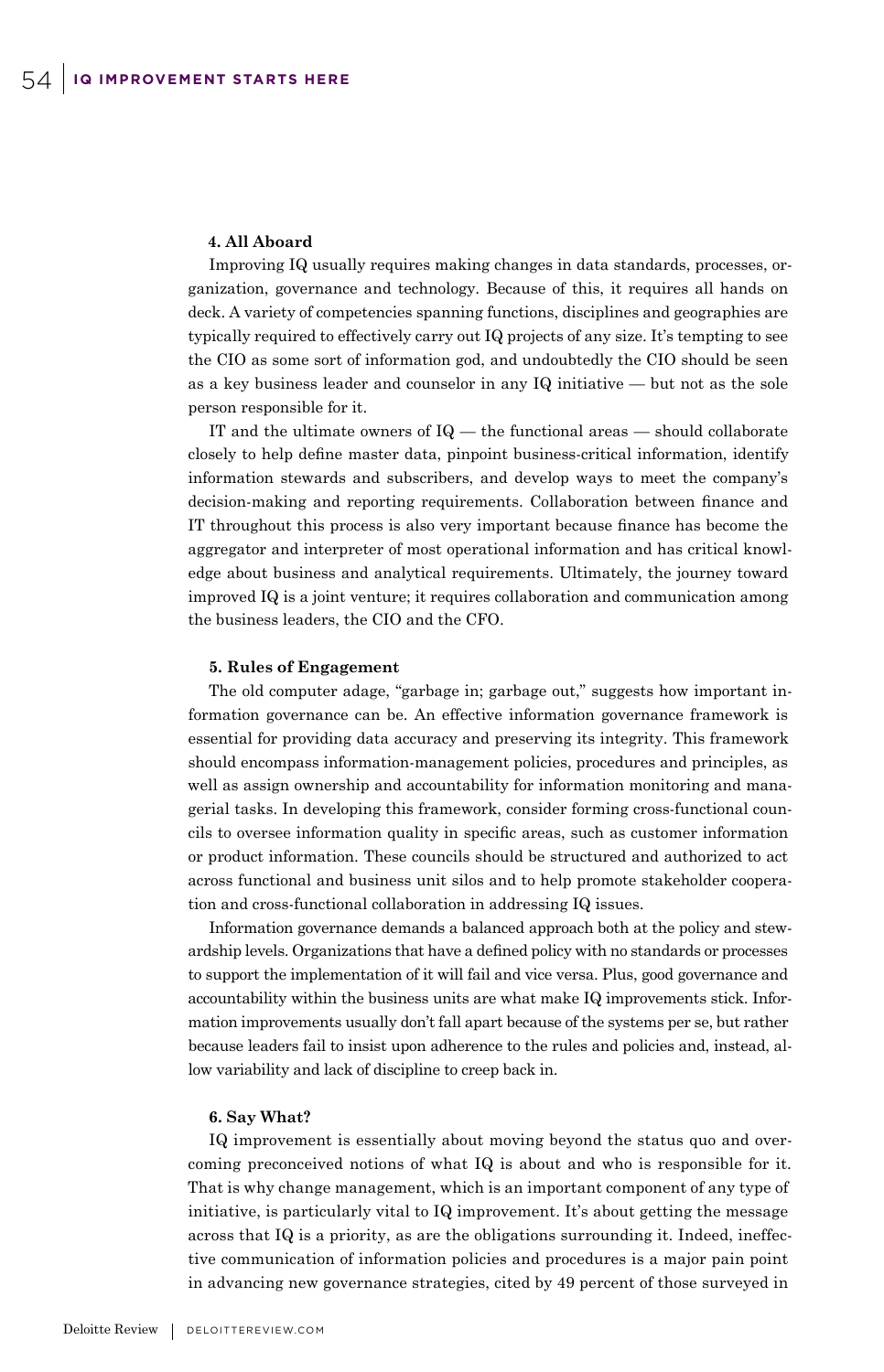**4. All Aboard**

Improving IQ usually requires making changes in data standards, processes, organization, governance and technology. Because of this, it requires all hands on deck. A variety of competencies spanning functions, disciplines and geographies are typically required to effectively carry out IQ projects of any size. It's tempting to see the CIO as some sort of information god, and undoubtedly the CIO should be seen as a key business leader and counselor in any IQ initiative — but not as the sole person responsible for it.

IT and the ultimate owners of IQ — the functional areas — should collaborate closely to help define master data, pinpoint business-critical information, identify information stewards and subscribers, and develop ways to meet the company's decision-making and reporting requirements. Collaboration between finance and IT throughout this process is also very important because finance has become the aggregator and interpreter of most operational information and has critical knowledge about business and analytical requirements. Ultimately, the journey toward improved IQ is a joint venture; it requires collaboration and communication among the business leaders, the CIO and the CFO.

**5. Rules of Engagement**

The old computer adage, "garbage in; garbage out," suggests how important information governance can be. An effective information governance framework is essential for providing data accuracy and preserving its integrity. This framework should encompass information-management policies, procedures and principles, as well as assign ownership and accountability for information monitoring and managerial tasks. In developing this framework, consider forming cross-functional councils to oversee information quality in specific areas, such as customer information or product information. These councils should be structured and authorized to act across functional and business unit silos and to help promote stakeholder cooperation and cross-functional collaboration in addressing IQ issues.

Information governance demands a balanced approach both at the policy and stewardship levels. Organizations that have a defined policy with no standards or processes to support the implementation of it will fail and vice versa. Plus, good governance and accountability within the business units are what make IQ improvements stick. Information improvements usually don't fall apart because of the systems per se, but rather because leaders fail to insist upon adherence to the rules and policies and, instead, allow variability and lack of discipline to creep back in.

**6. Say What?**

IQ improvement is essentially about moving beyond the status quo and overcoming preconceived notions of what IQ is about and who is responsible for it. That is why change management, which is an important component of any type of initiative, is particularly vital to IQ improvement. It's about getting the message across that IQ is a priority, as are the obligations surrounding it. Indeed, ineffective communication of information policies and procedures is a major pain point in advancing new governance strategies, cited by 49 percent of those surveyed in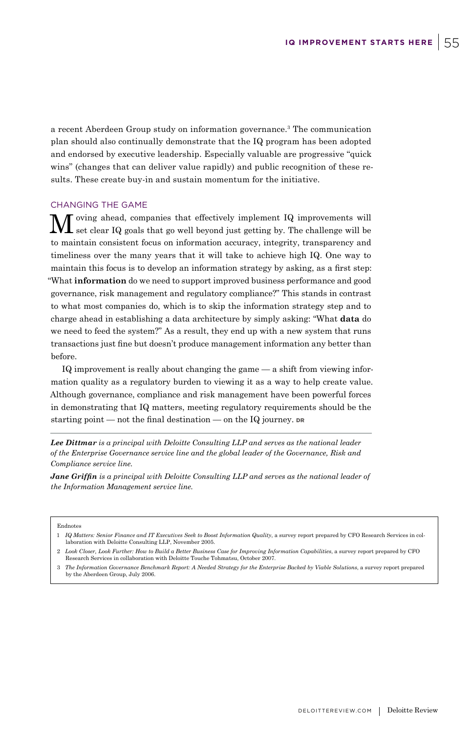a recent Aberdeen Group study on information governance.[3] The communication plan should also continually demonstrate that the IQ program has been adopted and endorsed by executive leadership. Especially valuable are progressive "quick wins" (changes that can deliver value rapidly) and public recognition of these results. These create buy-in and sustain momentum for the initiative.

## CHANGING THE GAME

Moving ahead, companies that effectively implement IQ improvements will set clear IQ goals that go well beyond just getting by. The challenge will be to maintain consistent focus on information accuracy, integrity, transparency and timeliness over the many years that it will take to achieve high IQ. One way to maintain this focus is to develop an information strategy by asking, as a first step: "What **information** do we need to support improved business performance and good governance, risk management and regulatory compliance?" This stands in contrast to what most companies do, which is to skip the information strategy step and to charge ahead in establishing a data architecture by simply asking: "What **data** do we need to feed the system?" As a result, they end up with a new system that runs transactions just fine but doesn't produce management information any better than before.

IQ improvement is really about changing the game — a shift from viewing information quality as a regulatory burden to viewing it as a way to help create value. Although governance, compliance and risk management have been powerful forces in demonstrating that IQ matters, meeting regulatory requirements should be the starting point — not the final destination — on the IQ journey. DR

---

***Lee Dittmar** is a principal with Deloitte Consulting LLP and serves as the national leader of the Enterprise Governance service line and the global leader of the Governance, Risk and Compliance service line.*

***Jane Griffin** is a principal with Deloitte Consulting LLP and serves as the national leader of the Information Management service line.*

Endnotes

1. *IQ Matters: Senior Finance and IT Executives Seek to Boost Information Quality*, a survey report prepared by CFO Research Services in collaboration with Deloitte Consulting LLP, November 2005.
2. *Look Closer, Look Further: How to Build a Better Business Case for Improving Information Capabilities*, a survey report prepared by CFO Research Services in collaboration with Deloitte Touche Tohmatsu, October 2007.
3. *The Information Governance Benchmark Report: A Needed Strategy for the Enterprise Backed by Viable Solutions*, a survey report prepared by the Aberdeen Group, July 2006.